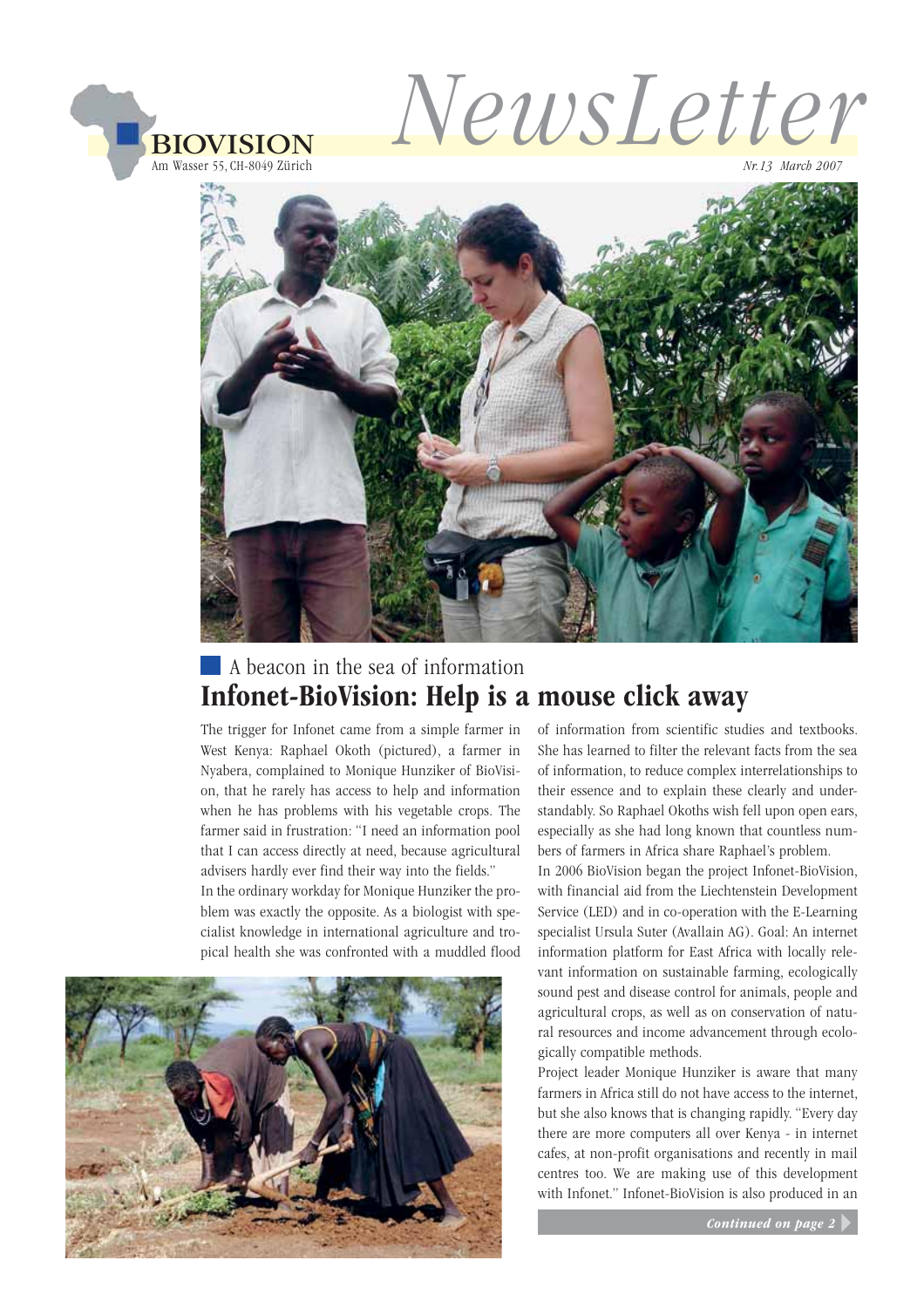BIOVISION
Am Wasser 55, CH-8049 Zürich

# NewsLetter

*Nr.13 March 2007*

## A beacon in the sea of information
# Infonet-BioVision: Help is a mouse click away

The trigger for Infonet came from a simple farmer in West Kenya: Raphael Okoth (pictured), a farmer in Nyabera, complained to Monique Hunziker of BioVision, that he rarely has access to help and information when he has problems with his vegetable crops. The farmer said in frustration: "I need an information pool that I can access directly at need, because agricultural advisers hardly ever find their way into the fields."

In the ordinary workday for Monique Hunziker the problem was exactly the opposite. As a biologist with specialist knowledge in international agriculture and tropical health she was confronted with a muddled flood of information from scientific studies and textbooks. She has learned to filter the relevant facts from the sea of information, to reduce complex interrelationships to their essence and to explain these clearly and understandably. So Raphael Okoths wish fell upon open ears, especially as she had long known that countless numbers of farmers in Africa share Raphael's problem.

In 2006 BioVision began the project Infonet-BioVision, with financial aid from the Liechtenstein Development Service (LED) and in co-operation with the E-Learning specialist Ursula Suter (Avallain AG). Goal: An internet information platform for East Africa with locally relevant information on sustainable farming, ecologically sound pest and disease control for animals, people and agricultural crops, as well as on conservation of natural resources and income advancement through ecologically compatible methods.

Project leader Monique Hunziker is aware that many farmers in Africa still do not have access to the internet, but she also knows that is changing rapidly. "Every day there are more computers all over Kenya - in internet cafes, at non-profit organisations and recently in mail centres too. We are making use of this development with Infonet." Infonet-BioVision is also produced in an

*Continued on page 2*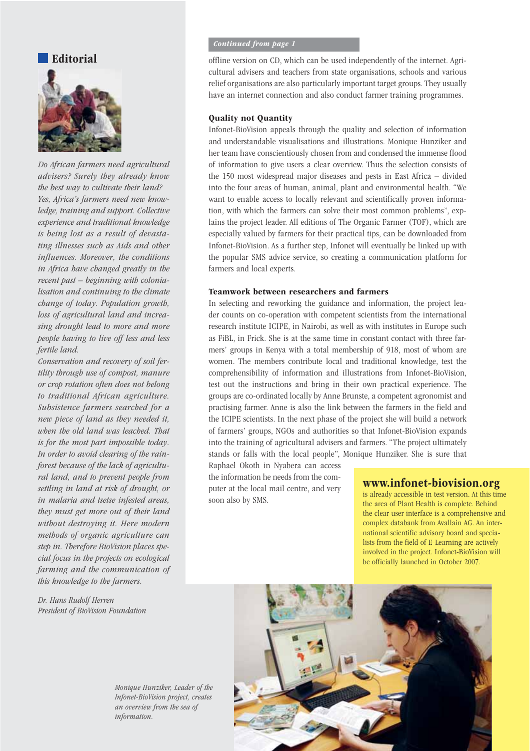## Editorial

*Do African farmers need agricultural advisers? Surely they already know the best way to cultivate their land? Yes, Africa's farmers need new knowledge, training and support. Collective experience and traditional knowledge is being lost as a result of devastating illnesses such as Aids and other influences. Moreover, the conditions in Africa have changed greatly in the recent past – beginning with colonialisation and continuing to the climate change of today. Population growth, loss of agricultural land and increasing drought lead to more and more people having to live off less and less fertile land.*

*Conservation and recovery of soil fertility through use of compost, manure or crop rotation often does not belong to traditional African agriculture. Subsistence farmers searched for a new piece of land as they needed it, when the old land was leached. That is for the most part impossible today. In order to avoid clearing of the rainforest because of the lack of agricultural land, and to prevent people from settling in land at risk of drought, or in malaria and tsetse infested areas, they must get more out of their land without destroying it. Here modern methods of organic agriculture can step in. Therefore BioVision places special focus in the projects on ecological farming and the communication of this knowledge to the farmers.*

*Dr. Hans Rudolf Herren*
*President of BioVision Foundation*

*Continued from page 1*

offline version on CD, which can be used independently of the internet. Agricultural advisers and teachers from state organisations, schools and various relief organisations are also particularly important target groups. They usually have an internet connection and also conduct farmer training programmes.

### Quality not Quantity

Infonet-BioVision appeals through the quality and selection of information and understandable visualisations and illustrations. Monique Hunziker and her team have conscientiously chosen from and condensed the immense flood of information to give users a clear overview. Thus the selection consists of the 150 most widespread major diseases and pests in East Africa – divided into the four areas of human, animal, plant and environmental health. "We want to enable access to locally relevant and scientifically proven information, with which the farmers can solve their most common problems", explains the project leader. All editions of The Organic Farmer (TOF), which are especially valued by farmers for their practical tips, can be downloaded from Infonet-BioVision. As a further step, Infonet will eventually be linked up with the popular SMS advice service, so creating a communication platform for farmers and local experts.

### Teamwork between researchers and farmers

In selecting and reworking the guidance and information, the project leader counts on co-operation with competent scientists from the international research institute ICIPE, in Nairobi, as well as with institutes in Europe such as FiBL, in Frick. She is at the same time in constant contact with three farmers' groups in Kenya with a total membership of 918, most of whom are women. The members contribute local and traditional knowledge, test the comprehensibility of information and illustrations from Infonet-BioVision, test out the instructions and bring in their own practical experience. The groups are co-ordinated locally by Anne Brunste, a competent agronomist and practising farmer. Anne is also the link between the farmers in the field and the ICIPE scientists. In the next phase of the project she will build a network of farmers' groups, NGOs and authorities so that Infonet-BioVision expands into the training of agricultural advisers and farmers. "The project ultimately stands or falls with the local people", Monique Hunziker. She is sure that Raphael Okoth in Nyabera can access the information he needs from the computer at the local mail centre, and very soon also by SMS.

### www.infonet-biovision.org

is already accessible in test version. At this time the area of Plant Health is complete. Behind the clear user interface is a comprehensive and complex databank from Avallain AG. An international scientific advisory board and specialists from the field of E-Learning are actively involved in the project. Infonet-BioVision will be officially launched in October 2007.

*Monique Hunziker, Leader of the Infonet-BioVision project, creates an overview from the sea of information.*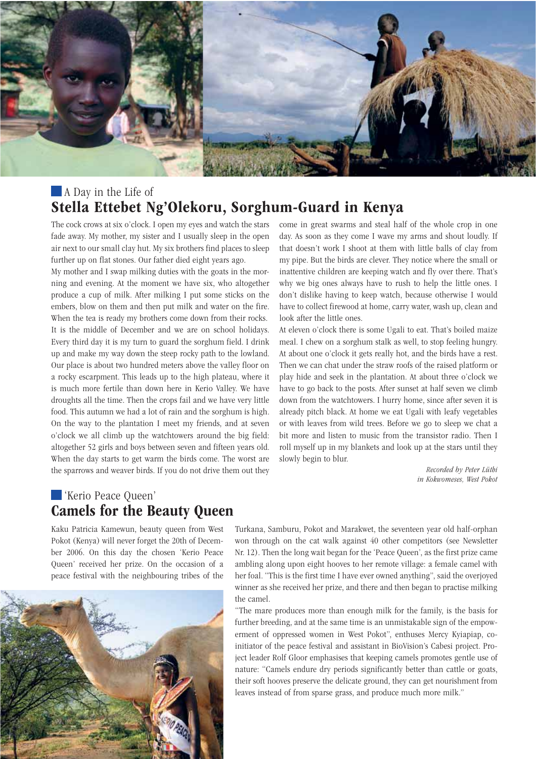## A Day in the Life of
# Stella Ettebet Ng'Olekoru, Sorghum-Guard in Kenya

The cock crows at six o'clock. I open my eyes and watch the stars fade away. My mother, my sister and I usually sleep in the open air next to our small clay hut. My six brothers find places to sleep further up on flat stones. Our father died eight years ago.

My mother and I swap milking duties with the goats in the morning and evening. At the moment we have six, who altogether produce a cup of milk. After milking I put some sticks on the embers, blow on them and then put milk and water on the fire. When the tea is ready my brothers come down from their rocks.

It is the middle of December and we are on school holidays. Every third day it is my turn to guard the sorghum field. I drink up and make my way down the steep rocky path to the lowland. Our place is about two hundred meters above the valley floor on a rocky escarpment. This leads up to the high plateau, where it is much more fertile than down here in Kerio Valley. We have droughts all the time. Then the crops fail and we have very little food. This autumn we had a lot of rain and the sorghum is high. On the way to the plantation I meet my friends, and at seven o'clock we all climb up the watchtowers around the big field: altogether 52 girls and boys between seven and fifteen years old. When the day starts to get warm the birds come. The worst are the sparrows and weaver birds. If you do not drive them out they come in great swarms and steal half of the whole crop in one day. As soon as they come I wave my arms and shout loudly. If that doesn't work I shoot at them with little balls of clay from my pipe. But the birds are clever. They notice where the small or inattentive children are keeping watch and fly over there. That's why we big ones always have to rush to help the little ones. I don't dislike having to keep watch, because otherwise I would have to collect firewood at home, carry water, wash up, clean and look after the little ones.

At eleven o'clock there is some Ugali to eat. That's boiled maize meal. I chew on a sorghum stalk as well, to stop feeling hungry. At about one o'clock it gets really hot, and the birds have a rest. Then we can chat under the straw roofs of the raised platform or play hide and seek in the plantation. At about three o'clock we have to go back to the posts. After sunset at half seven we climb down from the watchtowers. I hurry home, since after seven it is already pitch black. At home we eat Ugali with leafy vegetables or with leaves from wild trees. Before we go to sleep we chat a bit more and listen to music from the transistor radio. Then I roll myself up in my blankets and look up at the stars until they slowly begin to blur.

*Recorded by Peter Lüthi in Kokwomeses, West Pokot*

## 'Kerio Peace Queen'
# Camels for the Beauty Queen

Kaku Patricia Kamewun, beauty queen from West Pokot (Kenya) will never forget the 20th of December 2006. On this day the chosen 'Kerio Peace Queen' received her prize. On the occasion of a peace festival with the neighbouring tribes of the Turkana, Samburu, Pokot and Marakwet, the seventeen year old half-orphan won through on the cat walk against 40 other competitors (see Newsletter Nr. 12). Then the long wait began for the 'Peace Queen', as the first prize came ambling along upon eight hooves to her remote village: a female camel with her foal. "This is the first time I have ever owned anything", said the overjoyed winner as she received her prize, and there and then began to practise milking the camel.

"The mare produces more than enough milk for the family, is the basis for further breeding, and at the same time is an unmistakable sign of the empowerment of oppressed women in West Pokot", enthuses Mercy Kyiapiap, co-initiator of the peace festival and assistant in BioVision's Cabesi project. Project leader Rolf Gloor emphasises that keeping camels promotes gentle use of nature: "Camels endure dry periods significantly better than cattle or goats, their soft hooves preserve the delicate ground, they can get nourishment from leaves instead of from sparse grass, and produce much more milk."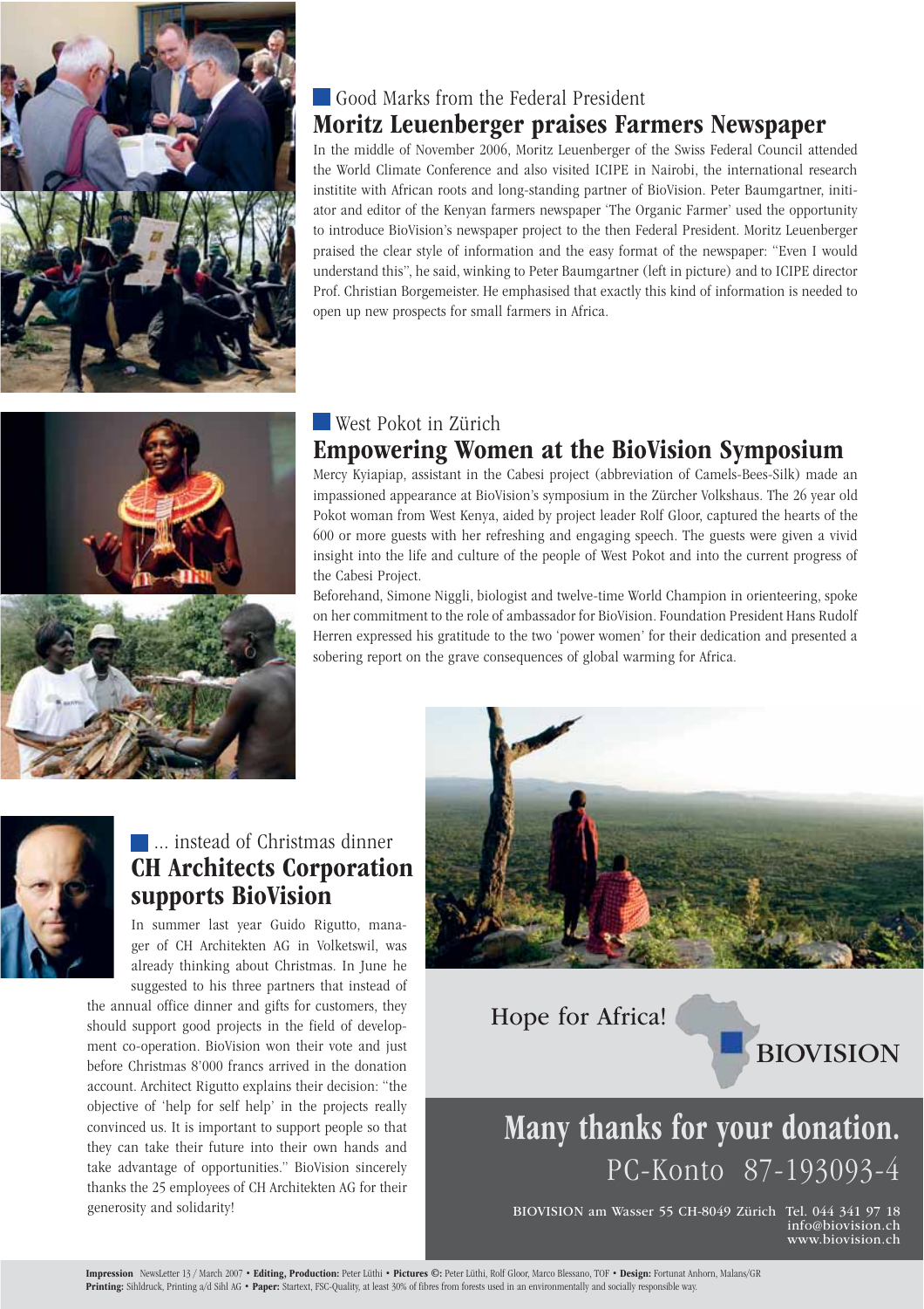Good Marks from the Federal President

## Moritz Leuenberger praises Farmers Newspaper

In the middle of November 2006, Moritz Leuenberger of the Swiss Federal Council attended the World Climate Conference and also visited ICIPE in Nairobi, the international research institite with African roots and long-standing partner of BioVision. Peter Baumgartner, initiator and editor of the Kenyan farmers newspaper 'The Organic Farmer' used the opportunity to introduce BioVision's newspaper project to the then Federal President. Moritz Leuenberger praised the clear style of information and the easy format of the newspaper: "Even I would understand this", he said, winking to Peter Baumgartner (left in picture) and to ICIPE director Prof. Christian Borgemeister. He emphasised that exactly this kind of information is needed to open up new prospects for small farmers in Africa.

West Pokot in Zürich

## Empowering Women at the BioVision Symposium

Mercy Kyiapiap, assistant in the Cabesi project (abbreviation of Camels-Bees-Silk) made an impassioned appearance at BioVision's symposium in the Zürcher Volkshaus. The 26 year old Pokot woman from West Kenya, aided by project leader Rolf Gloor, captured the hearts of the 600 or more guests with her refreshing and engaging speech. The guests were given a vivid insight into the life and culture of the people of West Pokot and into the current progress of the Cabesi Project.

Beforehand, Simone Niggli, biologist and twelve-time World Champion in orienteering, spoke on her commitment to the role of ambassador for BioVision. Foundation President Hans Rudolf Herren expressed his gratitude to the two 'power women' for their dedication and presented a sobering report on the grave consequences of global warming for Africa.

... instead of Christmas dinner

## CH Architects Corporation supports BioVision

In summer last year Guido Rigutto, manager of CH Architekten AG in Volketswil, was already thinking about Christmas. In June he suggested to his three partners that instead of the annual office dinner and gifts for customers, they should support good projects in the field of development co-operation. BioVision won their vote and just before Christmas 8'000 francs arrived in the donation account. Architect Rigutto explains their decision: "the objective of 'help for self help' in the projects really convinced us. It is important to support people so that they can take their future into their own hands and take advantage of opportunities." BioVision sincerely thanks the 25 employees of CH Architekten AG for their generosity and solidarity!

Hope for Africa!

BIOVISION

## Many thanks for your donation.

PC-Konto 87-193093-4

BIOVISION am Wasser 55 CH-8049 Zürich Tel. 044 341 97 18
info@biovision.ch
www.biovision.ch

**Impression** NewsLetter 13 / March 2007 • **Editing, Production:** Peter Lüthi • **Pictures ©:** Peter Lüthi, Rolf Gloor, Marco Blessano, TOF • **Design:** Fortunat Anhorn, Malans/GR
**Printing:** Sihldruck, Printing a/d Sihl AG • **Paper:** Startext, FSC-Quality, at least 30% of fibres from forests used in an environmentally and socially responsible way.